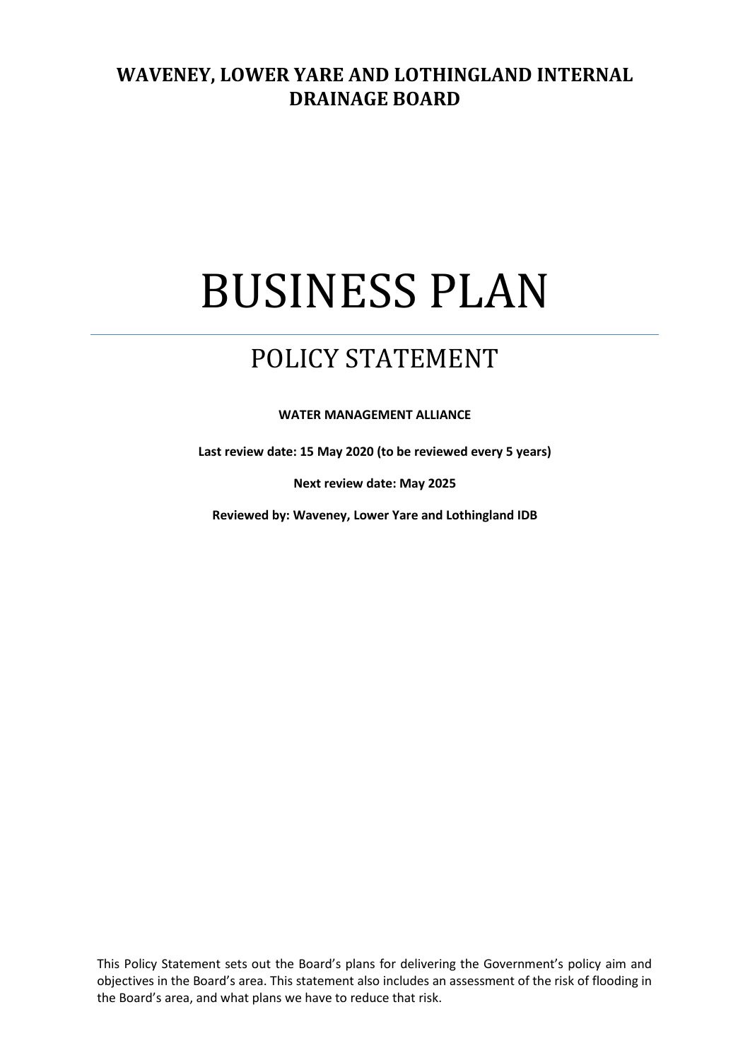**WAVENEY, LOWER YARE AND LOTHINGLAND INTERNAL DRAINAGE BOARD**

# BUSINESS PLAN

---

## POLICY STATEMENT

**WATER MANAGEMENT ALLIANCE**

**Last review date: 15 May 2020 (to be reviewed every 5 years)**

**Next review date: May 2025**

**Reviewed by: Waveney, Lower Yare and Lothingland IDB**

This Policy Statement sets out the Board's plans for delivering the Government's policy aim and objectives in the Board's area. This statement also includes an assessment of the risk of flooding in the Board's area, and what plans we have to reduce that risk.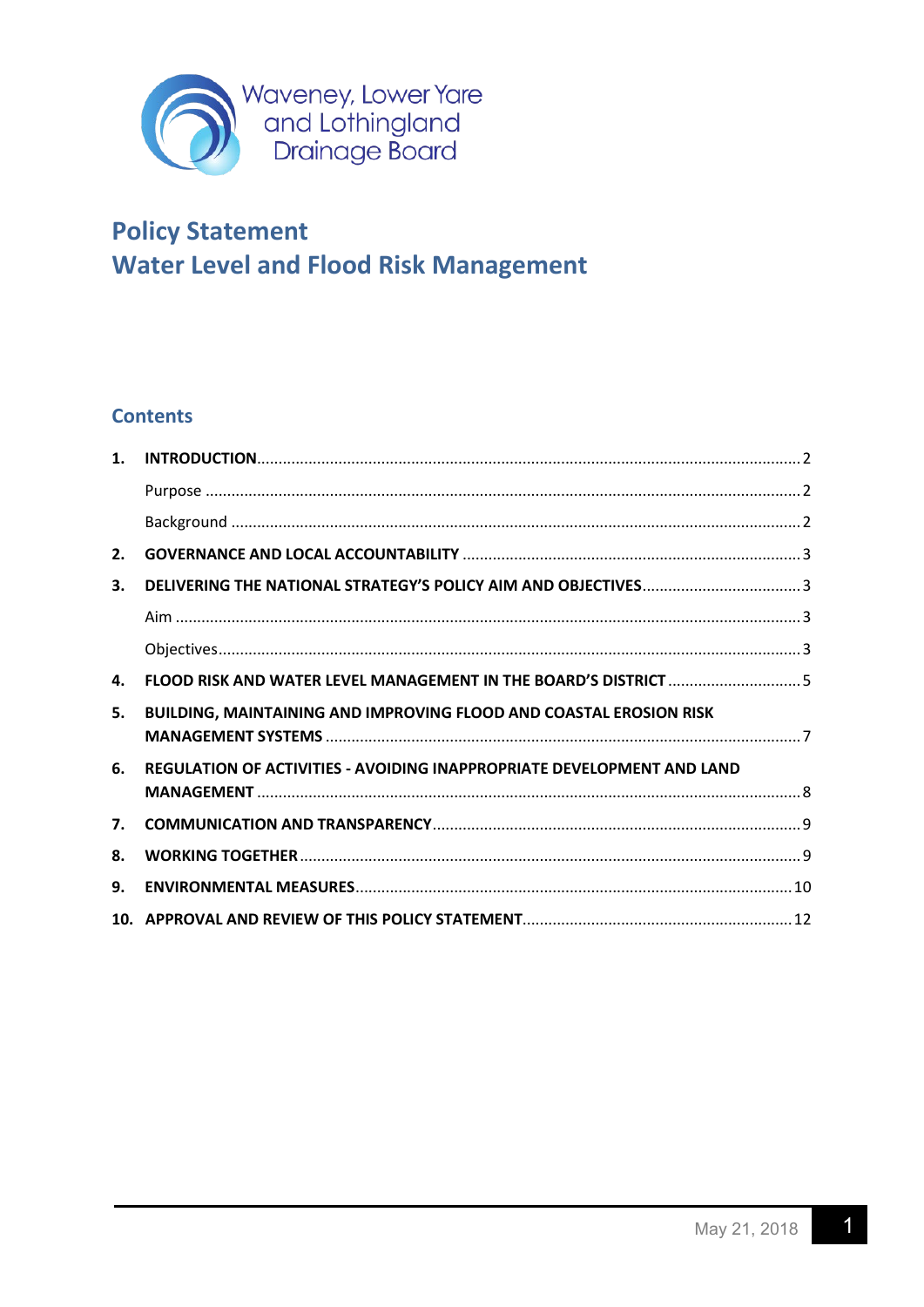Waveney, Lower Yare and Lothingland Drainage Board

# Policy Statement
# Water Level and Flood Risk Management

## Contents

1. INTRODUCTION ... 2
   - Purpose ... 2
   - Background ... 2
2. GOVERNANCE AND LOCAL ACCOUNTABILITY ... 3
3. DELIVERING THE NATIONAL STRATEGY'S POLICY AIM AND OBJECTIVES ... 3
   - Aim ... 3
   - Objectives ... 3
4. FLOOD RISK AND WATER LEVEL MANAGEMENT IN THE BOARD'S DISTRICT ... 5
5. BUILDING, MAINTAINING AND IMPROVING FLOOD AND COASTAL EROSION RISK MANAGEMENT SYSTEMS ... 7
6. REGULATION OF ACTIVITIES - AVOIDING INAPPROPRIATE DEVELOPMENT AND LAND MANAGEMENT ... 8
7. COMMUNICATION AND TRANSPARENCY ... 9
8. WORKING TOGETHER ... 9
9. ENVIRONMENTAL MEASURES ... 10
10. APPROVAL AND REVIEW OF THIS POLICY STATEMENT ... 12

May 21, 2018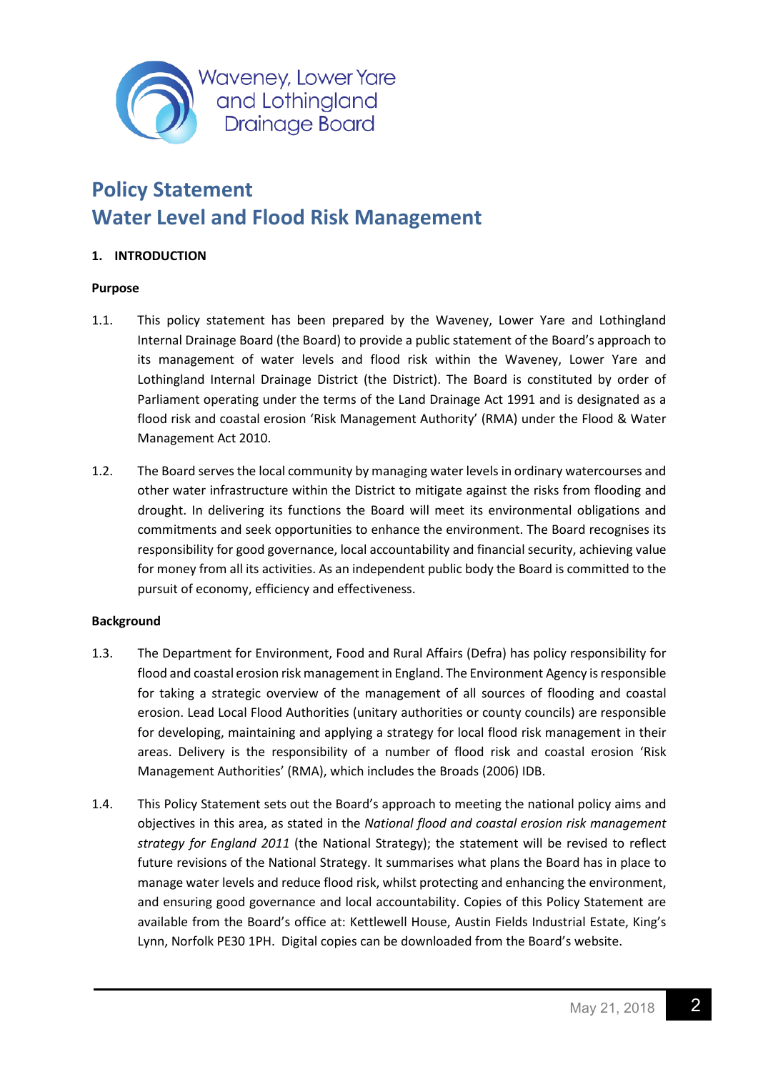Waveney, Lower Yare and Lothingland Drainage Board

# Policy Statement
# Water Level and Flood Risk Management

## 1. INTRODUCTION

### Purpose

1.1. This policy statement has been prepared by the Waveney, Lower Yare and Lothingland Internal Drainage Board (the Board) to provide a public statement of the Board's approach to its management of water levels and flood risk within the Waveney, Lower Yare and Lothingland Internal Drainage District (the District). The Board is constituted by order of Parliament operating under the terms of the Land Drainage Act 1991 and is designated as a flood risk and coastal erosion 'Risk Management Authority' (RMA) under the Flood & Water Management Act 2010.

1.2. The Board serves the local community by managing water levels in ordinary watercourses and other water infrastructure within the District to mitigate against the risks from flooding and drought. In delivering its functions the Board will meet its environmental obligations and commitments and seek opportunities to enhance the environment. The Board recognises its responsibility for good governance, local accountability and financial security, achieving value for money from all its activities. As an independent public body the Board is committed to the pursuit of economy, efficiency and effectiveness.

### Background

1.3. The Department for Environment, Food and Rural Affairs (Defra) has policy responsibility for flood and coastal erosion risk management in England. The Environment Agency is responsible for taking a strategic overview of the management of all sources of flooding and coastal erosion. Lead Local Flood Authorities (unitary authorities or county councils) are responsible for developing, maintaining and applying a strategy for local flood risk management in their areas. Delivery is the responsibility of a number of flood risk and coastal erosion 'Risk Management Authorities' (RMA), which includes the Broads (2006) IDB.

1.4. This Policy Statement sets out the Board's approach to meeting the national policy aims and objectives in this area, as stated in the *National flood and coastal erosion risk management strategy for England 2011* (the National Strategy); the statement will be revised to reflect future revisions of the National Strategy. It summarises what plans the Board has in place to manage water levels and reduce flood risk, whilst protecting and enhancing the environment, and ensuring good governance and local accountability. Copies of this Policy Statement are available from the Board's office at: Kettlewell House, Austin Fields Industrial Estate, King's Lynn, Norfolk PE30 1PH. Digital copies can be downloaded from the Board's website.

May 21, 2018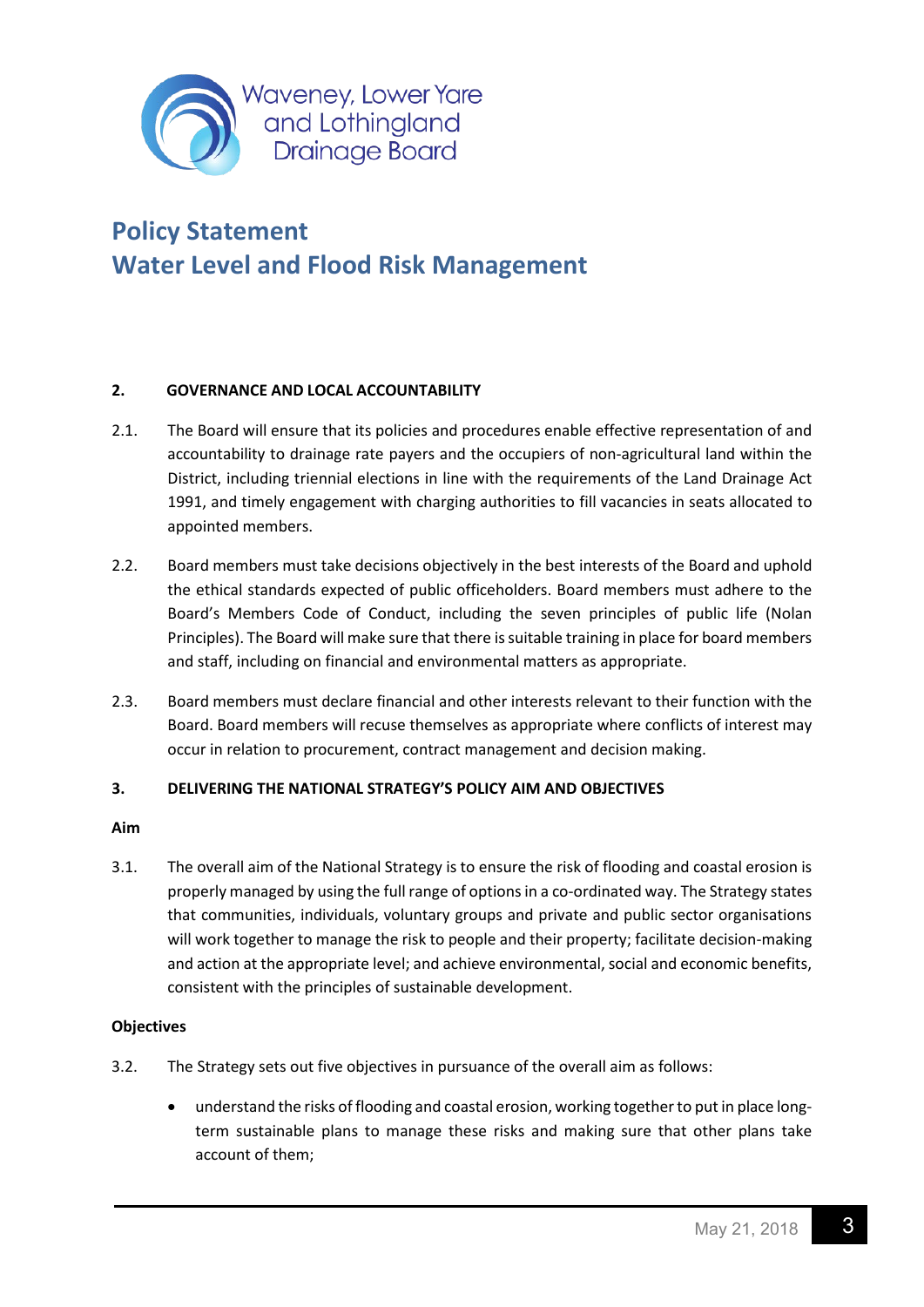**Policy Statement**
**Water Level and Flood Risk Management**

## 2. GOVERNANCE AND LOCAL ACCOUNTABILITY

2.1. The Board will ensure that its policies and procedures enable effective representation of and accountability to drainage rate payers and the occupiers of non-agricultural land within the District, including triennial elections in line with the requirements of the Land Drainage Act 1991, and timely engagement with charging authorities to fill vacancies in seats allocated to appointed members.

2.2. Board members must take decisions objectively in the best interests of the Board and uphold the ethical standards expected of public officeholders. Board members must adhere to the Board's Members Code of Conduct, including the seven principles of public life (Nolan Principles). The Board will make sure that there is suitable training in place for board members and staff, including on financial and environmental matters as appropriate.

2.3. Board members must declare financial and other interests relevant to their function with the Board. Board members will recuse themselves as appropriate where conflicts of interest may occur in relation to procurement, contract management and decision making.

## 3. DELIVERING THE NATIONAL STRATEGY'S POLICY AIM AND OBJECTIVES

**Aim**

3.1. The overall aim of the National Strategy is to ensure the risk of flooding and coastal erosion is properly managed by using the full range of options in a co-ordinated way. The Strategy states that communities, individuals, voluntary groups and private and public sector organisations will work together to manage the risk to people and their property; facilitate decision-making and action at the appropriate level; and achieve environmental, social and economic benefits, consistent with the principles of sustainable development.

**Objectives**

3.2. The Strategy sets out five objectives in pursuance of the overall aim as follows:

- understand the risks of flooding and coastal erosion, working together to put in place long-term sustainable plans to manage these risks and making sure that other plans take account of them;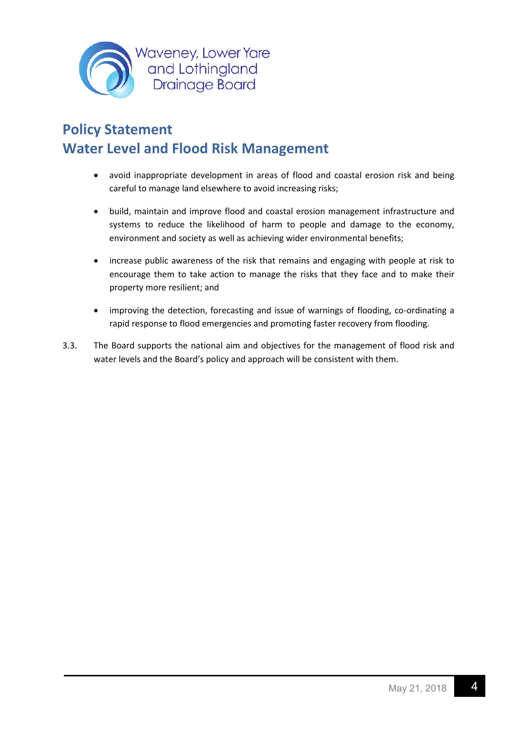- avoid inappropriate development in areas of flood and coastal erosion risk and being careful to manage land elsewhere to avoid increasing risks;

- build, maintain and improve flood and coastal erosion management infrastructure and systems to reduce the likelihood of harm to people and damage to the economy, environment and society as well as achieving wider environmental benefits;

- increase public awareness of the risk that remains and engaging with people at risk to encourage them to take action to manage the risks that they face and to make their property more resilient; and

- improving the detection, forecasting and issue of warnings of flooding, co-ordinating a rapid response to flood emergencies and promoting faster recovery from flooding.

3.3. The Board supports the national aim and objectives for the management of flood risk and water levels and the Board's policy and approach will be consistent with them.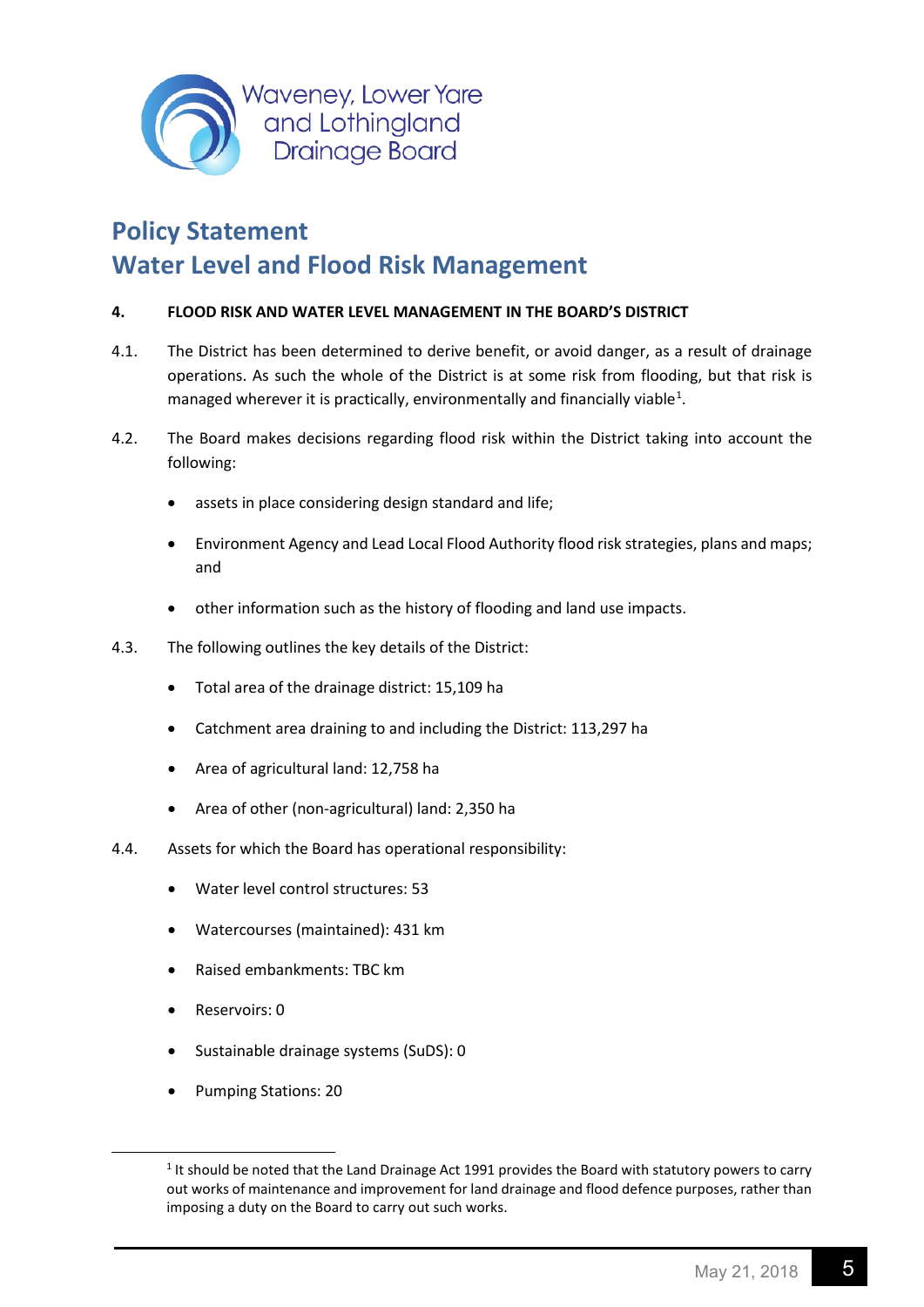# Policy Statement
# Water Level and Flood Risk Management

## 4. FLOOD RISK AND WATER LEVEL MANAGEMENT IN THE BOARD'S DISTRICT

4.1. The District has been determined to derive benefit, or avoid danger, as a result of drainage operations. As such the whole of the District is at some risk from flooding, but that risk is managed wherever it is practically, environmentally and financially viable[1].

4.2. The Board makes decisions regarding flood risk within the District taking into account the following:

- assets in place considering design standard and life;
- Environment Agency and Lead Local Flood Authority flood risk strategies, plans and maps; and
- other information such as the history of flooding and land use impacts.

4.3. The following outlines the key details of the District:

- Total area of the drainage district: 15,109 ha
- Catchment area draining to and including the District: 113,297 ha
- Area of agricultural land: 12,758 ha
- Area of other (non-agricultural) land: 2,350 ha

4.4. Assets for which the Board has operational responsibility:

- Water level control structures: 53
- Watercourses (maintained): 431 km
- Raised embankments: TBC km
- Reservoirs: 0
- Sustainable drainage systems (SuDS): 0
- Pumping Stations: 20

[1] It should be noted that the Land Drainage Act 1991 provides the Board with statutory powers to carry out works of maintenance and improvement for land drainage and flood defence purposes, rather than imposing a duty on the Board to carry out such works.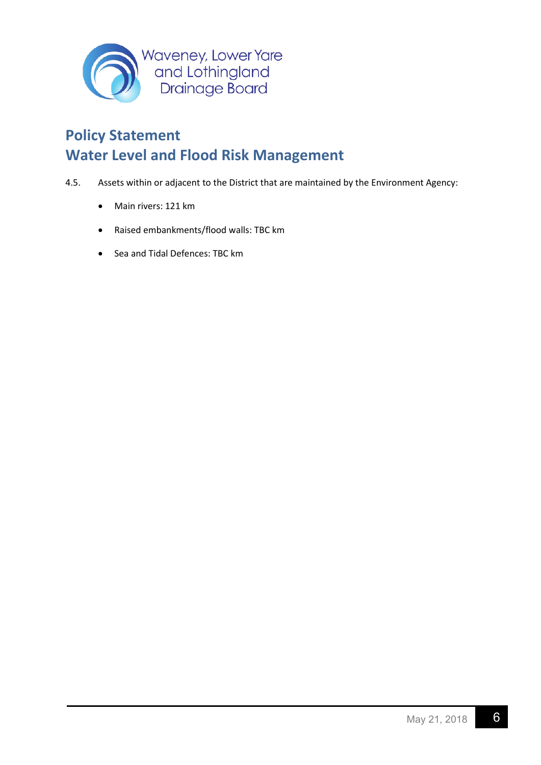# Policy Statement
# Water Level and Flood Risk Management

4.5. Assets within or adjacent to the District that are maintained by the Environment Agency:

- Main rivers: 121 km
- Raised embankments/flood walls: TBC km
- Sea and Tidal Defences: TBC km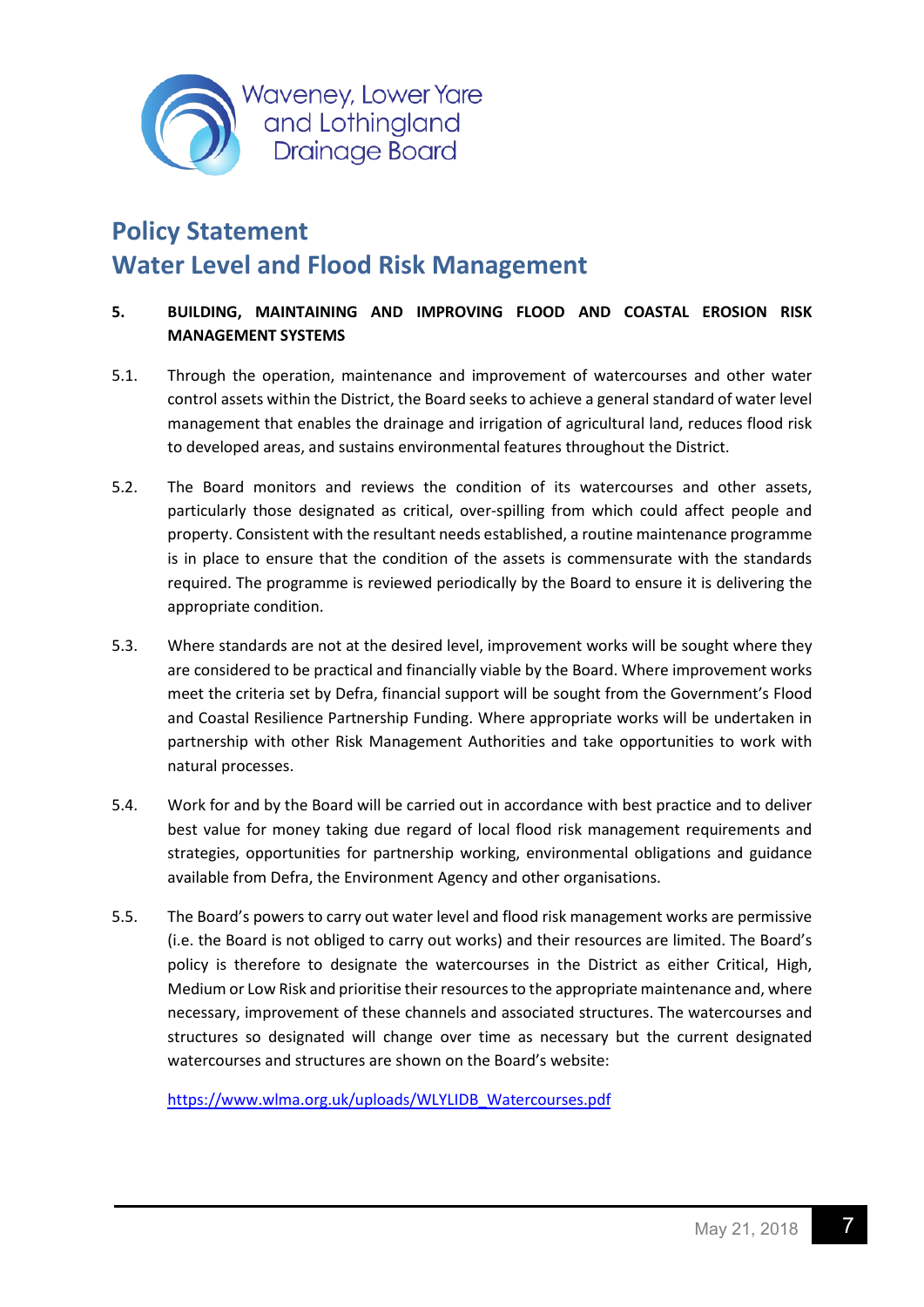# Policy Statement
# Water Level and Flood Risk Management

## 5. BUILDING, MAINTAINING AND IMPROVING FLOOD AND COASTAL EROSION RISK MANAGEMENT SYSTEMS

5.1. Through the operation, maintenance and improvement of watercourses and other water control assets within the District, the Board seeks to achieve a general standard of water level management that enables the drainage and irrigation of agricultural land, reduces flood risk to developed areas, and sustains environmental features throughout the District.

5.2. The Board monitors and reviews the condition of its watercourses and other assets, particularly those designated as critical, over-spilling from which could affect people and property. Consistent with the resultant needs established, a routine maintenance programme is in place to ensure that the condition of the assets is commensurate with the standards required. The programme is reviewed periodically by the Board to ensure it is delivering the appropriate condition.

5.3. Where standards are not at the desired level, improvement works will be sought where they are considered to be practical and financially viable by the Board. Where improvement works meet the criteria set by Defra, financial support will be sought from the Government's Flood and Coastal Resilience Partnership Funding. Where appropriate works will be undertaken in partnership with other Risk Management Authorities and take opportunities to work with natural processes.

5.4. Work for and by the Board will be carried out in accordance with best practice and to deliver best value for money taking due regard of local flood risk management requirements and strategies, opportunities for partnership working, environmental obligations and guidance available from Defra, the Environment Agency and other organisations.

5.5. The Board's powers to carry out water level and flood risk management works are permissive (i.e. the Board is not obliged to carry out works) and their resources are limited. The Board's policy is therefore to designate the watercourses in the District as either Critical, High, Medium or Low Risk and prioritise their resources to the appropriate maintenance and, where necessary, improvement of these channels and associated structures. The watercourses and structures so designated will change over time as necessary but the current designated watercourses and structures are shown on the Board's website:

https://www.wlma.org.uk/uploads/WLYLIDB_Watercourses.pdf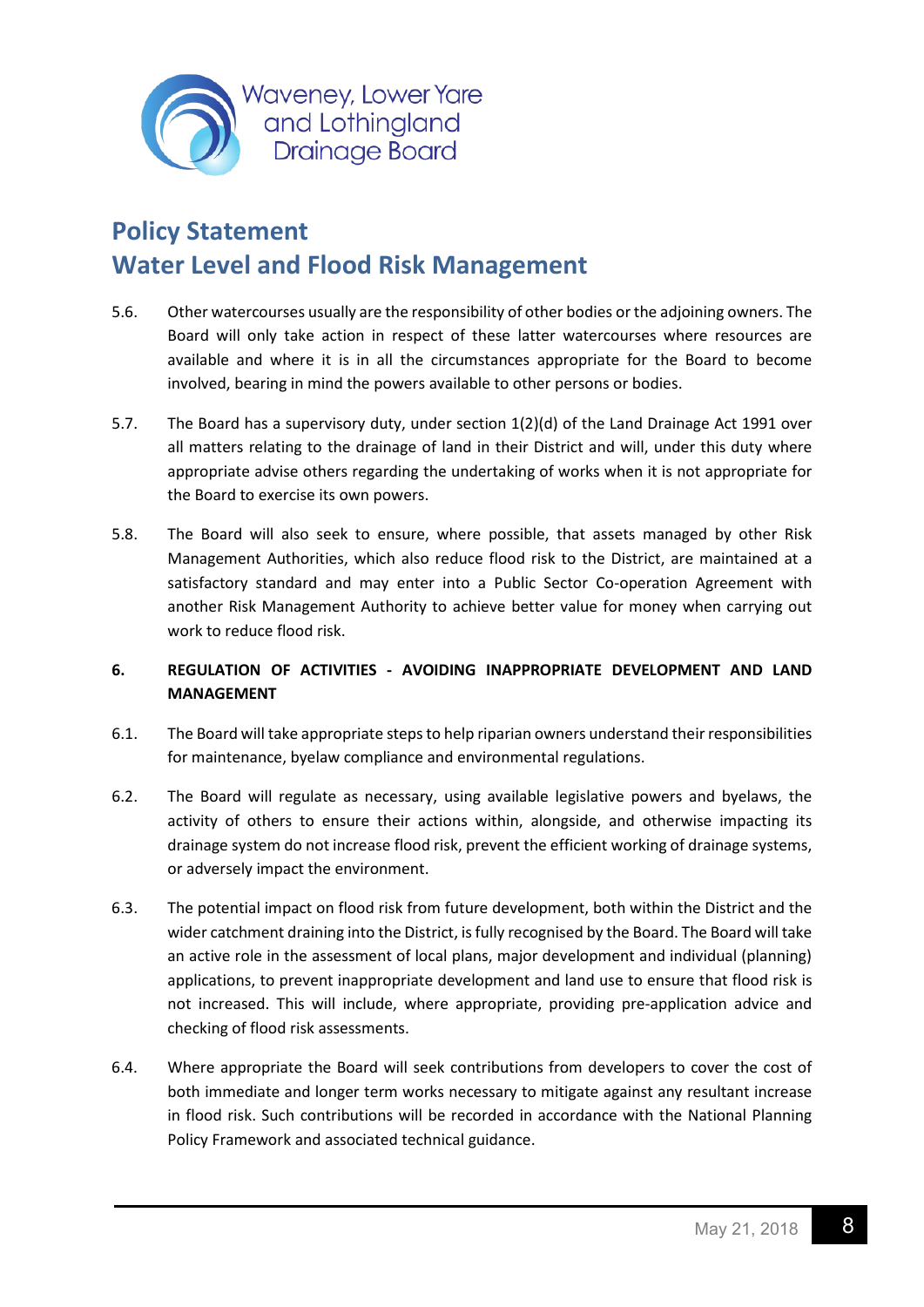5.6. Other watercourses usually are the responsibility of other bodies or the adjoining owners. The Board will only take action in respect of these latter watercourses where resources are available and where it is in all the circumstances appropriate for the Board to become involved, bearing in mind the powers available to other persons or bodies.

5.7. The Board has a supervisory duty, under section 1(2)(d) of the Land Drainage Act 1991 over all matters relating to the drainage of land in their District and will, under this duty where appropriate advise others regarding the undertaking of works when it is not appropriate for the Board to exercise its own powers.

5.8. The Board will also seek to ensure, where possible, that assets managed by other Risk Management Authorities, which also reduce flood risk to the District, are maintained at a satisfactory standard and may enter into a Public Sector Co-operation Agreement with another Risk Management Authority to achieve better value for money when carrying out work to reduce flood risk.

**6. REGULATION OF ACTIVITIES - AVOIDING INAPPROPRIATE DEVELOPMENT AND LAND MANAGEMENT**

6.1. The Board will take appropriate steps to help riparian owners understand their responsibilities for maintenance, byelaw compliance and environmental regulations.

6.2. The Board will regulate as necessary, using available legislative powers and byelaws, the activity of others to ensure their actions within, alongside, and otherwise impacting its drainage system do not increase flood risk, prevent the efficient working of drainage systems, or adversely impact the environment.

6.3. The potential impact on flood risk from future development, both within the District and the wider catchment draining into the District, is fully recognised by the Board. The Board will take an active role in the assessment of local plans, major development and individual (planning) applications, to prevent inappropriate development and land use to ensure that flood risk is not increased. This will include, where appropriate, providing pre-application advice and checking of flood risk assessments.

6.4. Where appropriate the Board will seek contributions from developers to cover the cost of both immediate and longer term works necessary to mitigate against any resultant increase in flood risk. Such contributions will be recorded in accordance with the National Planning Policy Framework and associated technical guidance.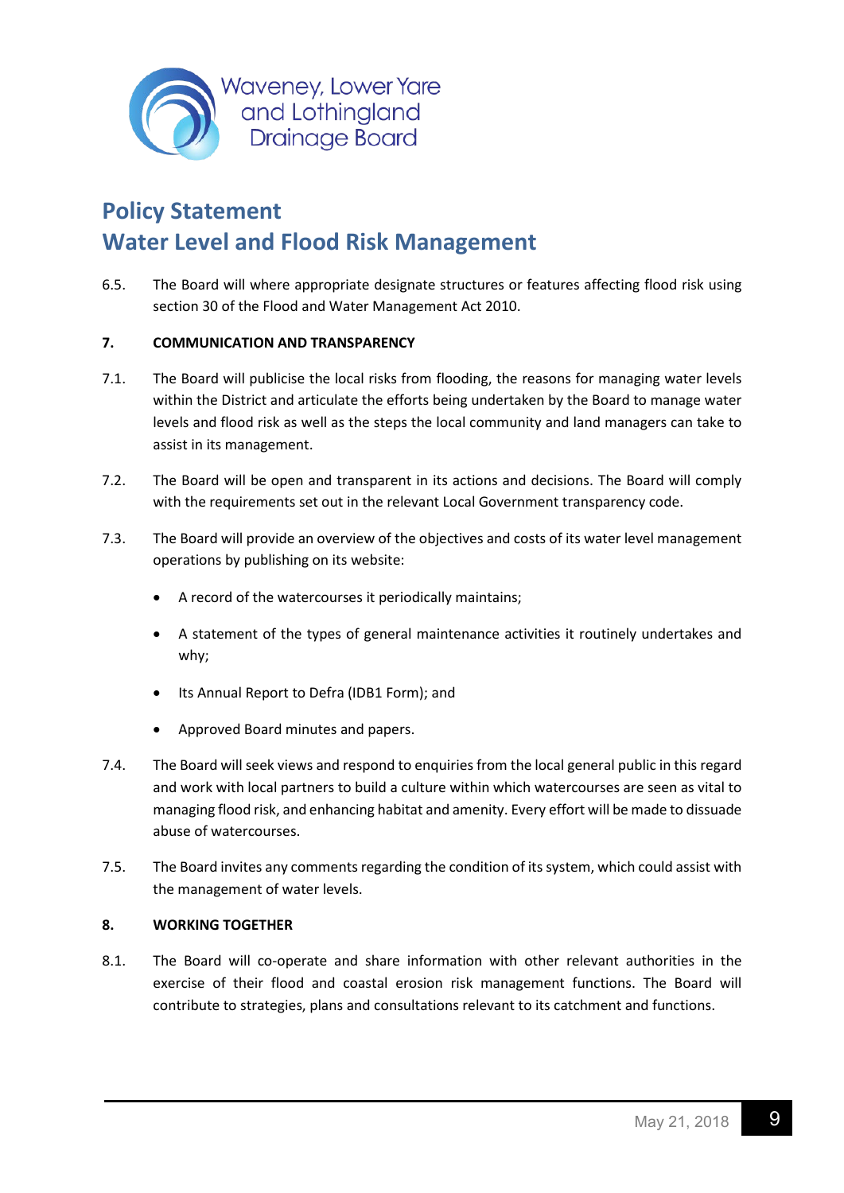# Policy Statement
# Water Level and Flood Risk Management

6.5. The Board will where appropriate designate structures or features affecting flood risk using section 30 of the Flood and Water Management Act 2010.

**7. COMMUNICATION AND TRANSPARENCY**

7.1. The Board will publicise the local risks from flooding, the reasons for managing water levels within the District and articulate the efforts being undertaken by the Board to manage water levels and flood risk as well as the steps the local community and land managers can take to assist in its management.

7.2. The Board will be open and transparent in its actions and decisions. The Board will comply with the requirements set out in the relevant Local Government transparency code.

7.3. The Board will provide an overview of the objectives and costs of its water level management operations by publishing on its website:

- A record of the watercourses it periodically maintains;
- A statement of the types of general maintenance activities it routinely undertakes and why;
- Its Annual Report to Defra (IDB1 Form); and
- Approved Board minutes and papers.

7.4. The Board will seek views and respond to enquiries from the local general public in this regard and work with local partners to build a culture within which watercourses are seen as vital to managing flood risk, and enhancing habitat and amenity. Every effort will be made to dissuade abuse of watercourses.

7.5. The Board invites any comments regarding the condition of its system, which could assist with the management of water levels.

**8. WORKING TOGETHER**

8.1. The Board will co-operate and share information with other relevant authorities in the exercise of their flood and coastal erosion risk management functions. The Board will contribute to strategies, plans and consultations relevant to its catchment and functions.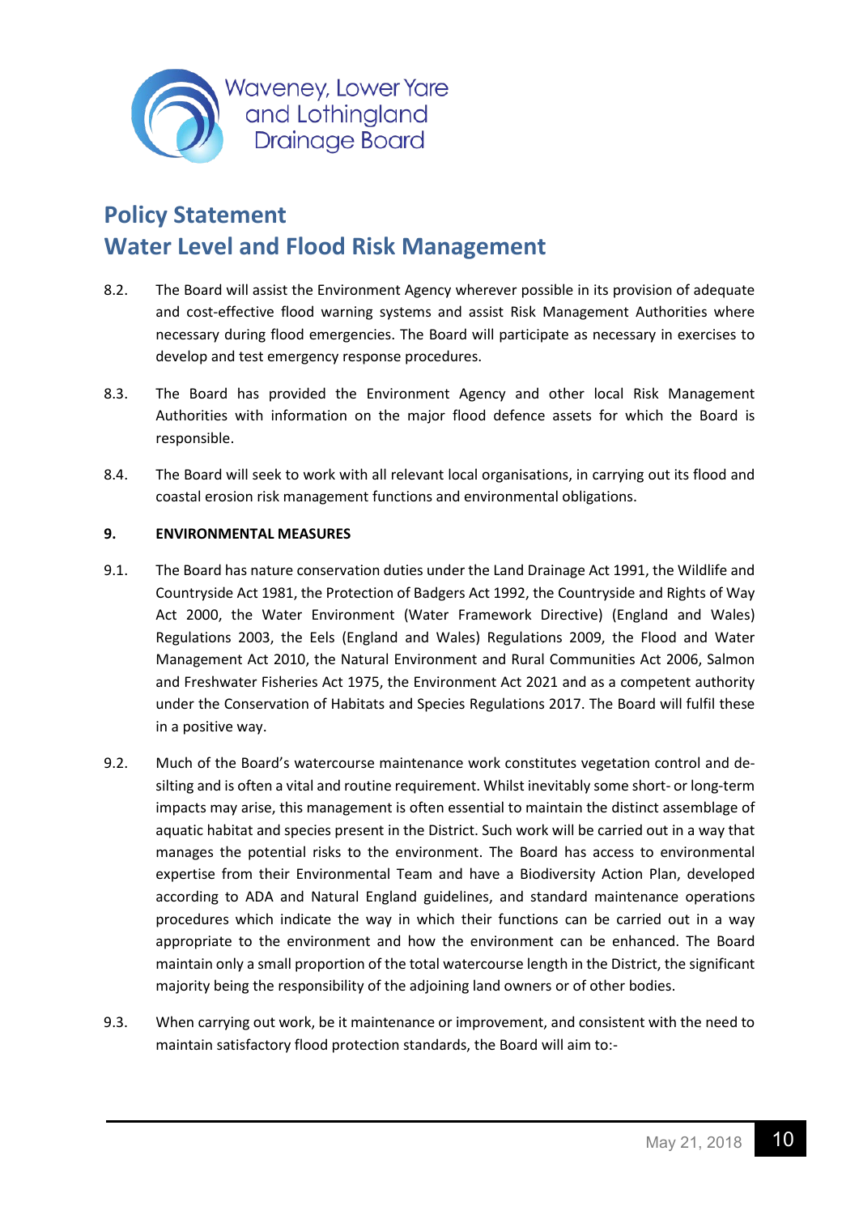8.2. The Board will assist the Environment Agency wherever possible in its provision of adequate and cost-effective flood warning systems and assist Risk Management Authorities where necessary during flood emergencies. The Board will participate as necessary in exercises to develop and test emergency response procedures.

8.3. The Board has provided the Environment Agency and other local Risk Management Authorities with information on the major flood defence assets for which the Board is responsible.

8.4. The Board will seek to work with all relevant local organisations, in carrying out its flood and coastal erosion risk management functions and environmental obligations.

**9. ENVIRONMENTAL MEASURES**

9.1. The Board has nature conservation duties under the Land Drainage Act 1991, the Wildlife and Countryside Act 1981, the Protection of Badgers Act 1992, the Countryside and Rights of Way Act 2000, the Water Environment (Water Framework Directive) (England and Wales) Regulations 2003, the Eels (England and Wales) Regulations 2009, the Flood and Water Management Act 2010, the Natural Environment and Rural Communities Act 2006, Salmon and Freshwater Fisheries Act 1975, the Environment Act 2021 and as a competent authority under the Conservation of Habitats and Species Regulations 2017. The Board will fulfil these in a positive way.

9.2. Much of the Board's watercourse maintenance work constitutes vegetation control and de-silting and is often a vital and routine requirement. Whilst inevitably some short- or long-term impacts may arise, this management is often essential to maintain the distinct assemblage of aquatic habitat and species present in the District. Such work will be carried out in a way that manages the potential risks to the environment. The Board has access to environmental expertise from their Environmental Team and have a Biodiversity Action Plan, developed according to ADA and Natural England guidelines, and standard maintenance operations procedures which indicate the way in which their functions can be carried out in a way appropriate to the environment and how the environment can be enhanced. The Board maintain only a small proportion of the total watercourse length in the District, the significant majority being the responsibility of the adjoining land owners or of other bodies.

9.3. When carrying out work, be it maintenance or improvement, and consistent with the need to maintain satisfactory flood protection standards, the Board will aim to:-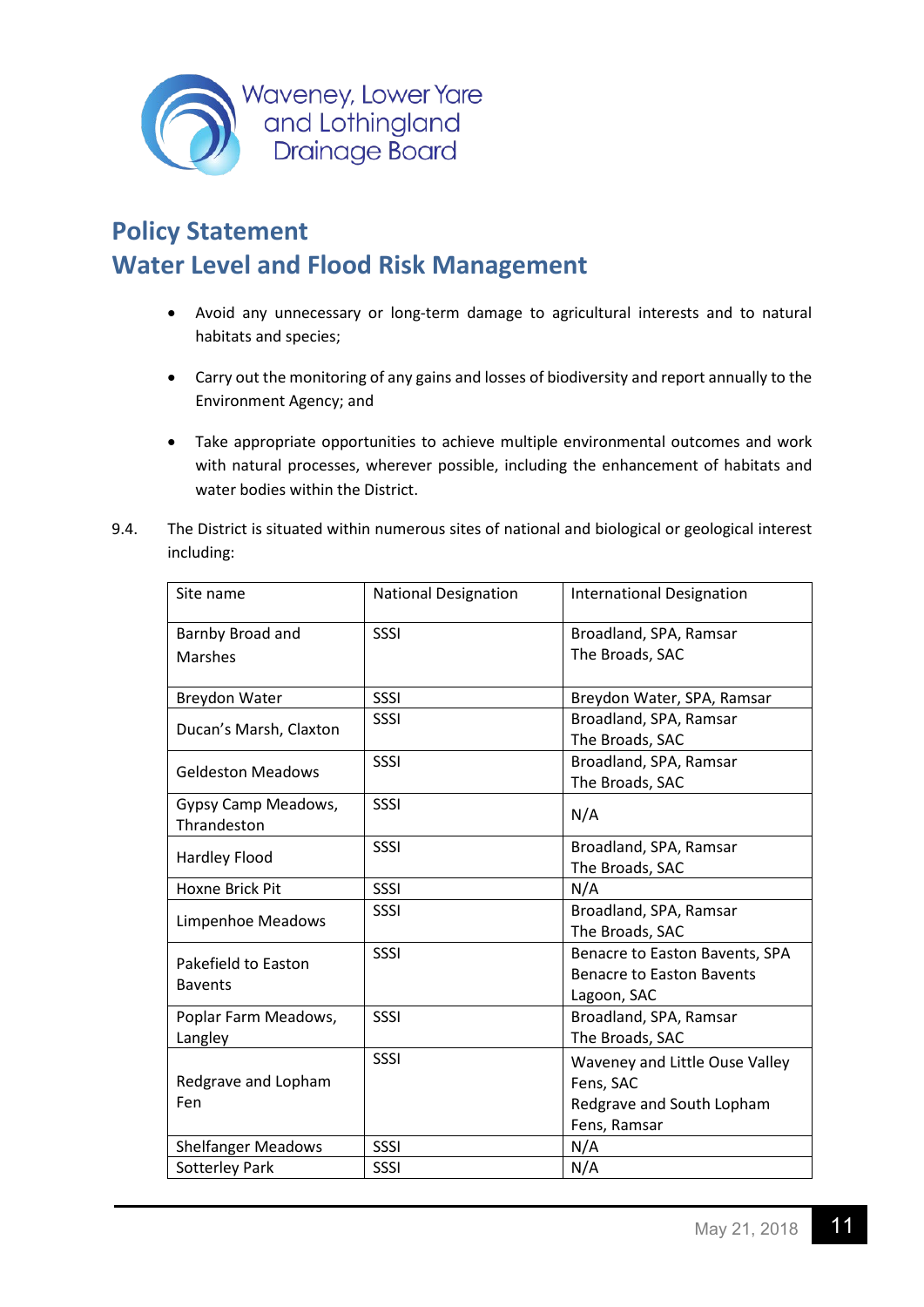# Policy Statement
## Water Level and Flood Risk Management

- Avoid any unnecessary or long-term damage to agricultural interests and to natural habitats and species;
- Carry out the monitoring of any gains and losses of biodiversity and report annually to the Environment Agency; and
- Take appropriate opportunities to achieve multiple environmental outcomes and work with natural processes, wherever possible, including the enhancement of habitats and water bodies within the District.

9.4. The District is situated within numerous sites of national and biological or geological interest including:

| Site name | National Designation | International Designation |
|---|---|---|
| Barnby Broad and Marshes | SSSI | Broadland, SPA, Ramsar<br>The Broads, SAC |
| Breydon Water | SSSI | Breydon Water, SPA, Ramsar |
| Ducan's Marsh, Claxton | SSSI | Broadland, SPA, Ramsar<br>The Broads, SAC |
| Geldeston Meadows | SSSI | Broadland, SPA, Ramsar<br>The Broads, SAC |
| Gypsy Camp Meadows, Thrandeston | SSSI | N/A |
| Hardley Flood | SSSI | Broadland, SPA, Ramsar<br>The Broads, SAC |
| Hoxne Brick Pit | SSSI | N/A |
| Limpenhoe Meadows | SSSI | Broadland, SPA, Ramsar<br>The Broads, SAC |
| Pakefield to Easton Bavents | SSSI | Benacre to Easton Bavents, SPA<br>Benacre to Easton Bavents Lagoon, SAC |
| Poplar Farm Meadows, Langley | SSSI | Broadland, SPA, Ramsar<br>The Broads, SAC |
| Redgrave and Lopham Fen | SSSI | Waveney and Little Ouse Valley Fens, SAC<br>Redgrave and South Lopham Fens, Ramsar |
| Shelfanger Meadows | SSSI | N/A |
| Sotterley Park | SSSI | N/A |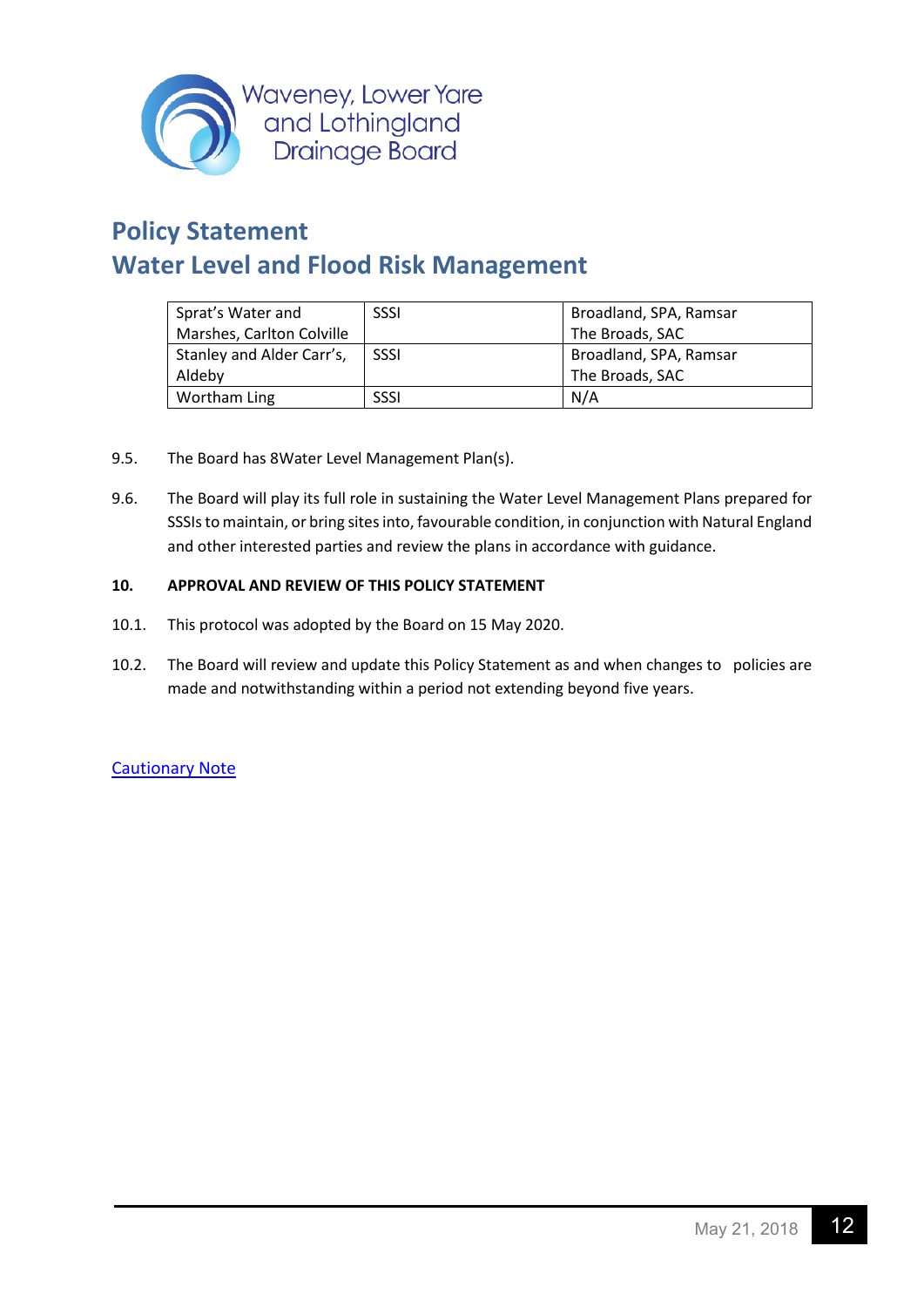# Policy Statement
# Water Level and Flood Risk Management

| | | |
|---|---|---|
| Sprat's Water and Marshes, Carlton Colville | SSSI | Broadland, SPA, Ramsar The Broads, SAC |
| Stanley and Alder Carr's, Aldeby | SSSI | Broadland, SPA, Ramsar The Broads, SAC |
| Wortham Ling | SSSI | N/A |

9.5. The Board has 8Water Level Management Plan(s).

9.6. The Board will play its full role in sustaining the Water Level Management Plans prepared for SSSIs to maintain, or bring sites into, favourable condition, in conjunction with Natural England and other interested parties and review the plans in accordance with guidance.

**10. APPROVAL AND REVIEW OF THIS POLICY STATEMENT**

10.1. This protocol was adopted by the Board on 15 May 2020.

10.2. The Board will review and update this Policy Statement as and when changes to policies are made and notwithstanding within a period not extending beyond five years.

Cautionary Note